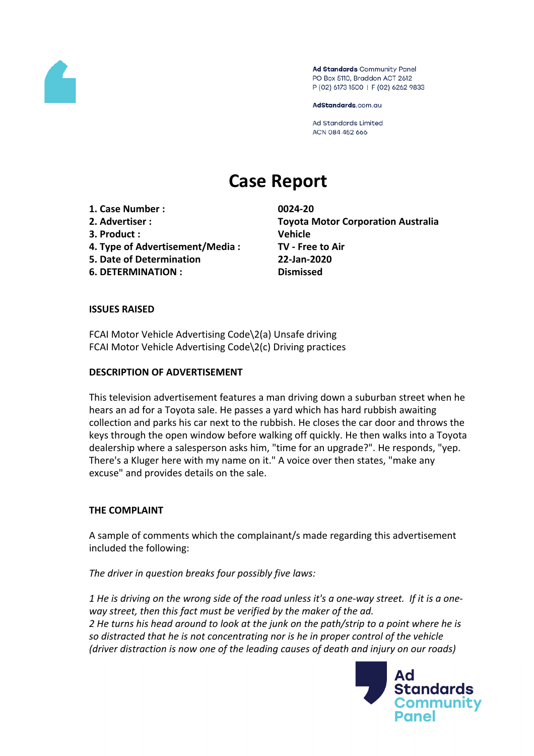# Case Report

| | |
|---|---|
| **1. Case Number :** | **0024-20** |
| **2. Advertiser :** | **Toyota Motor Corporation Australia** |
| **3. Product :** | **Vehicle** |
| **4. Type of Advertisement/Media :** | **TV - Free to Air** |
| **5. Date of Determination** | **22-Jan-2020** |
| **6. DETERMINATION :** | **Dismissed** |

## ISSUES RAISED

FCAI Motor Vehicle Advertising Code\2(a) Unsafe driving
FCAI Motor Vehicle Advertising Code\2(c) Driving practices

## DESCRIPTION OF ADVERTISEMENT

This television advertisement features a man driving down a suburban street when he hears an ad for a Toyota sale. He passes a yard which has hard rubbish awaiting collection and parks his car next to the rubbish. He closes the car door and throws the keys through the open window before walking off quickly. He then walks into a Toyota dealership where a salesperson asks him, "time for an upgrade?". He responds, "yep. There's a Kluger here with my name on it." A voice over then states, "make any excuse" and provides details on the sale.

## THE COMPLAINT

A sample of comments which the complainant/s made regarding this advertisement included the following:

*The driver in question breaks four possibly five laws:*

*1 He is driving on the wrong side of the road unless it's a one-way street. If it is a one-way street, then this fact must be verified by the maker of the ad.*
*2 He turns his head around to look at the junk on the path/strip to a point where he is so distracted that he is not concentrating nor is he in proper control of the vehicle (driver distraction is now one of the leading causes of death and injury on our roads)*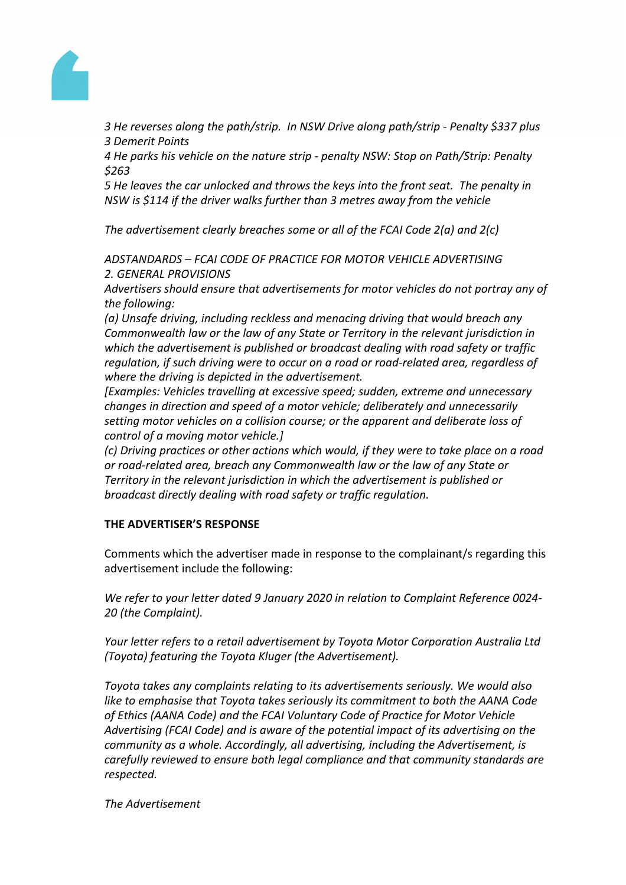*3 He reverses along the path/strip.  In NSW Drive along path/strip - Penalty $337 plus 3 Demerit Points*

*4 He parks his vehicle on the nature strip - penalty NSW: Stop on Path/Strip: Penalty $263*

*5 He leaves the car unlocked and throws the keys into the front seat.  The penalty in NSW is $114 if the driver walks further than 3 metres away from the vehicle*

*The advertisement clearly breaches some or all of the FCAI Code 2(a) and 2(c)*

*ADSTANDARDS – FCAI CODE OF PRACTICE FOR MOTOR VEHICLE ADVERTISING*
*2. GENERAL PROVISIONS*

*Advertisers should ensure that advertisements for motor vehicles do not portray any of the following:*

*(a) Unsafe driving, including reckless and menacing driving that would breach any Commonwealth law or the law of any State or Territory in the relevant jurisdiction in which the advertisement is published or broadcast dealing with road safety or traffic regulation, if such driving were to occur on a road or road-related area, regardless of where the driving is depicted in the advertisement.*

*[Examples: Vehicles travelling at excessive speed; sudden, extreme and unnecessary changes in direction and speed of a motor vehicle; deliberately and unnecessarily setting motor vehicles on a collision course; or the apparent and deliberate loss of control of a moving motor vehicle.]*

*(c) Driving practices or other actions which would, if they were to take place on a road or road-related area, breach any Commonwealth law or the law of any State or Territory in the relevant jurisdiction in which the advertisement is published or broadcast directly dealing with road safety or traffic regulation.*

**THE ADVERTISER'S RESPONSE**

Comments which the advertiser made in response to the complainant/s regarding this advertisement include the following:

*We refer to your letter dated 9 January 2020 in relation to Complaint Reference 0024-20 (the Complaint).*

*Your letter refers to a retail advertisement by Toyota Motor Corporation Australia Ltd (Toyota) featuring the Toyota Kluger (the Advertisement).*

*Toyota takes any complaints relating to its advertisements seriously. We would also like to emphasise that Toyota takes seriously its commitment to both the AANA Code of Ethics (AANA Code) and the FCAI Voluntary Code of Practice for Motor Vehicle Advertising (FCAI Code) and is aware of the potential impact of its advertising on the community as a whole. Accordingly, all advertising, including the Advertisement, is carefully reviewed to ensure both legal compliance and that community standards are respected.*

*The Advertisement*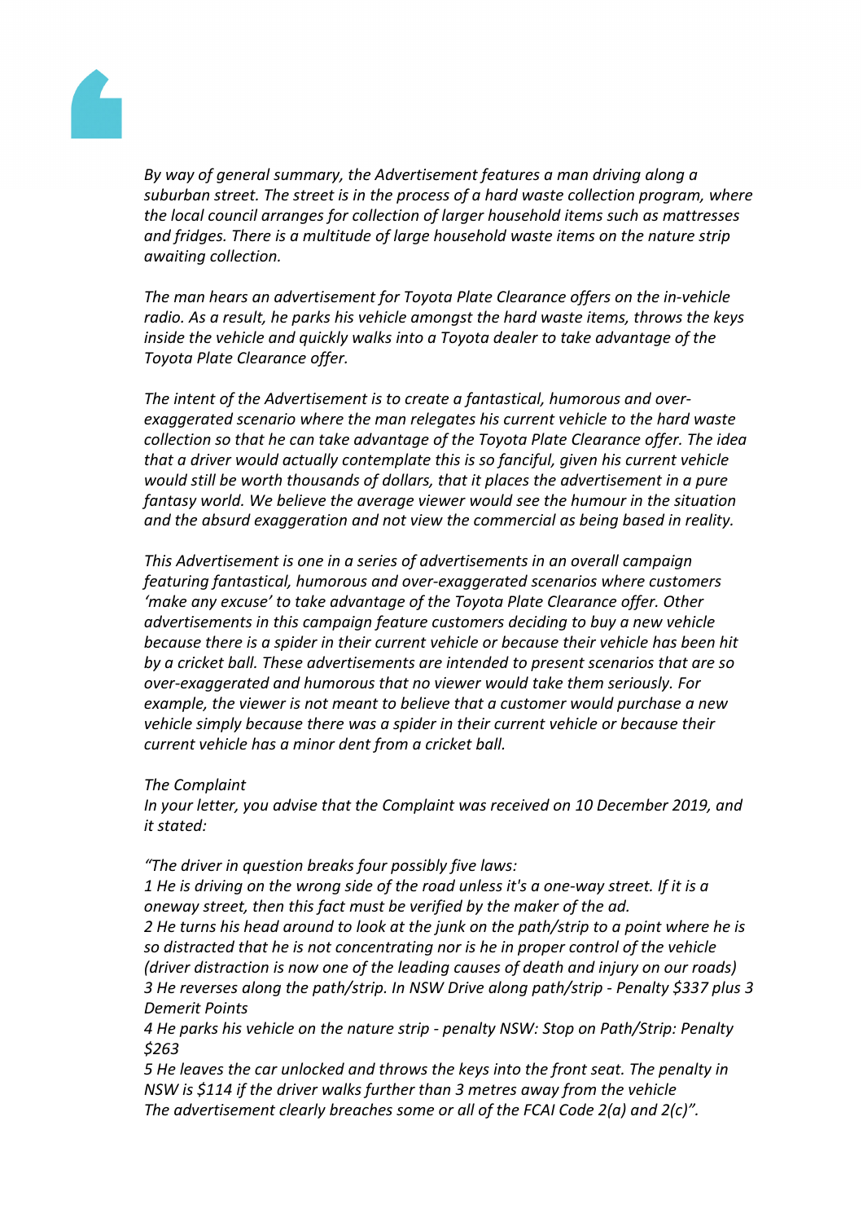*By way of general summary, the Advertisement features a man driving along a suburban street. The street is in the process of a hard waste collection program, where the local council arranges for collection of larger household items such as mattresses and fridges. There is a multitude of large household waste items on the nature strip awaiting collection.*

*The man hears an advertisement for Toyota Plate Clearance offers on the in-vehicle radio. As a result, he parks his vehicle amongst the hard waste items, throws the keys inside the vehicle and quickly walks into a Toyota dealer to take advantage of the Toyota Plate Clearance offer.*

*The intent of the Advertisement is to create a fantastical, humorous and over-exaggerated scenario where the man relegates his current vehicle to the hard waste collection so that he can take advantage of the Toyota Plate Clearance offer. The idea that a driver would actually contemplate this is so fanciful, given his current vehicle would still be worth thousands of dollars, that it places the advertisement in a pure fantasy world. We believe the average viewer would see the humour in the situation and the absurd exaggeration and not view the commercial as being based in reality.*

*This Advertisement is one in a series of advertisements in an overall campaign featuring fantastical, humorous and over-exaggerated scenarios where customers 'make any excuse' to take advantage of the Toyota Plate Clearance offer. Other advertisements in this campaign feature customers deciding to buy a new vehicle because there is a spider in their current vehicle or because their vehicle has been hit by a cricket ball. These advertisements are intended to present scenarios that are so over-exaggerated and humorous that no viewer would take them seriously. For example, the viewer is not meant to believe that a customer would purchase a new vehicle simply because there was a spider in their current vehicle or because their current vehicle has a minor dent from a cricket ball.*

*The Complaint*

*In your letter, you advise that the Complaint was received on 10 December 2019, and it stated:*

*"The driver in question breaks four possibly five laws:*

*1 He is driving on the wrong side of the road unless it's a one-way street. If it is a oneway street, then this fact must be verified by the maker of the ad.*

*2 He turns his head around to look at the junk on the path/strip to a point where he is so distracted that he is not concentrating nor is he in proper control of the vehicle (driver distraction is now one of the leading causes of death and injury on our roads)*

*3 He reverses along the path/strip. In NSW Drive along path/strip - Penalty $337 plus 3 Demerit Points*

*4 He parks his vehicle on the nature strip - penalty NSW: Stop on Path/Strip: Penalty $263*

*5 He leaves the car unlocked and throws the keys into the front seat. The penalty in NSW is $114 if the driver walks further than 3 metres away from the vehicle*

*The advertisement clearly breaches some or all of the FCAI Code 2(a) and 2(c)".*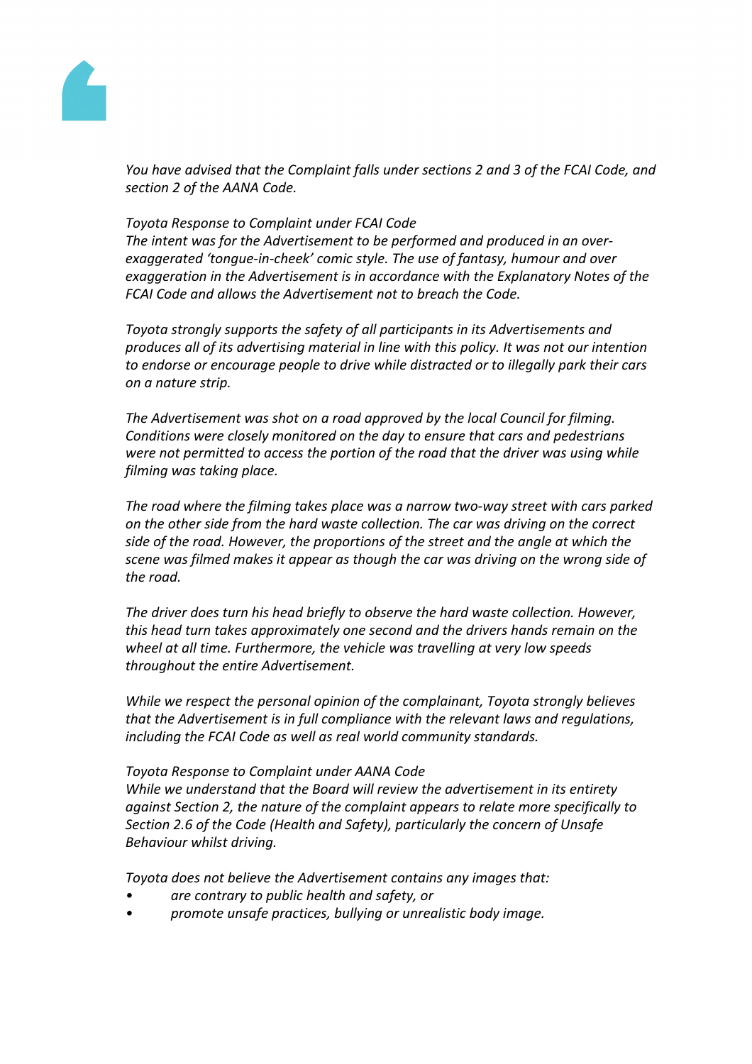*You have advised that the Complaint falls under sections 2 and 3 of the FCAI Code, and section 2 of the AANA Code.*

*Toyota Response to Complaint under FCAI Code*
*The intent was for the Advertisement to be performed and produced in an over-exaggerated 'tongue-in-cheek' comic style. The use of fantasy, humour and over exaggeration in the Advertisement is in accordance with the Explanatory Notes of the FCAI Code and allows the Advertisement not to breach the Code.*

*Toyota strongly supports the safety of all participants in its Advertisements and produces all of its advertising material in line with this policy. It was not our intention to endorse or encourage people to drive while distracted or to illegally park their cars on a nature strip.*

*The Advertisement was shot on a road approved by the local Council for filming. Conditions were closely monitored on the day to ensure that cars and pedestrians were not permitted to access the portion of the road that the driver was using while filming was taking place.*

*The road where the filming takes place was a narrow two-way street with cars parked on the other side from the hard waste collection. The car was driving on the correct side of the road. However, the proportions of the street and the angle at which the scene was filmed makes it appear as though the car was driving on the wrong side of the road.*

*The driver does turn his head briefly to observe the hard waste collection. However, this head turn takes approximately one second and the drivers hands remain on the wheel at all time. Furthermore, the vehicle was travelling at very low speeds throughout the entire Advertisement.*

*While we respect the personal opinion of the complainant, Toyota strongly believes that the Advertisement is in full compliance with the relevant laws and regulations, including the FCAI Code as well as real world community standards.*

*Toyota Response to Complaint under AANA Code*
*While we understand that the Board will review the advertisement in its entirety against Section 2, the nature of the complaint appears to relate more specifically to Section 2.6 of the Code (Health and Safety), particularly the concern of Unsafe Behaviour whilst driving.*

*Toyota does not believe the Advertisement contains any images that:*

- *are contrary to public health and safety, or*
- *promote unsafe practices, bullying or unrealistic body image.*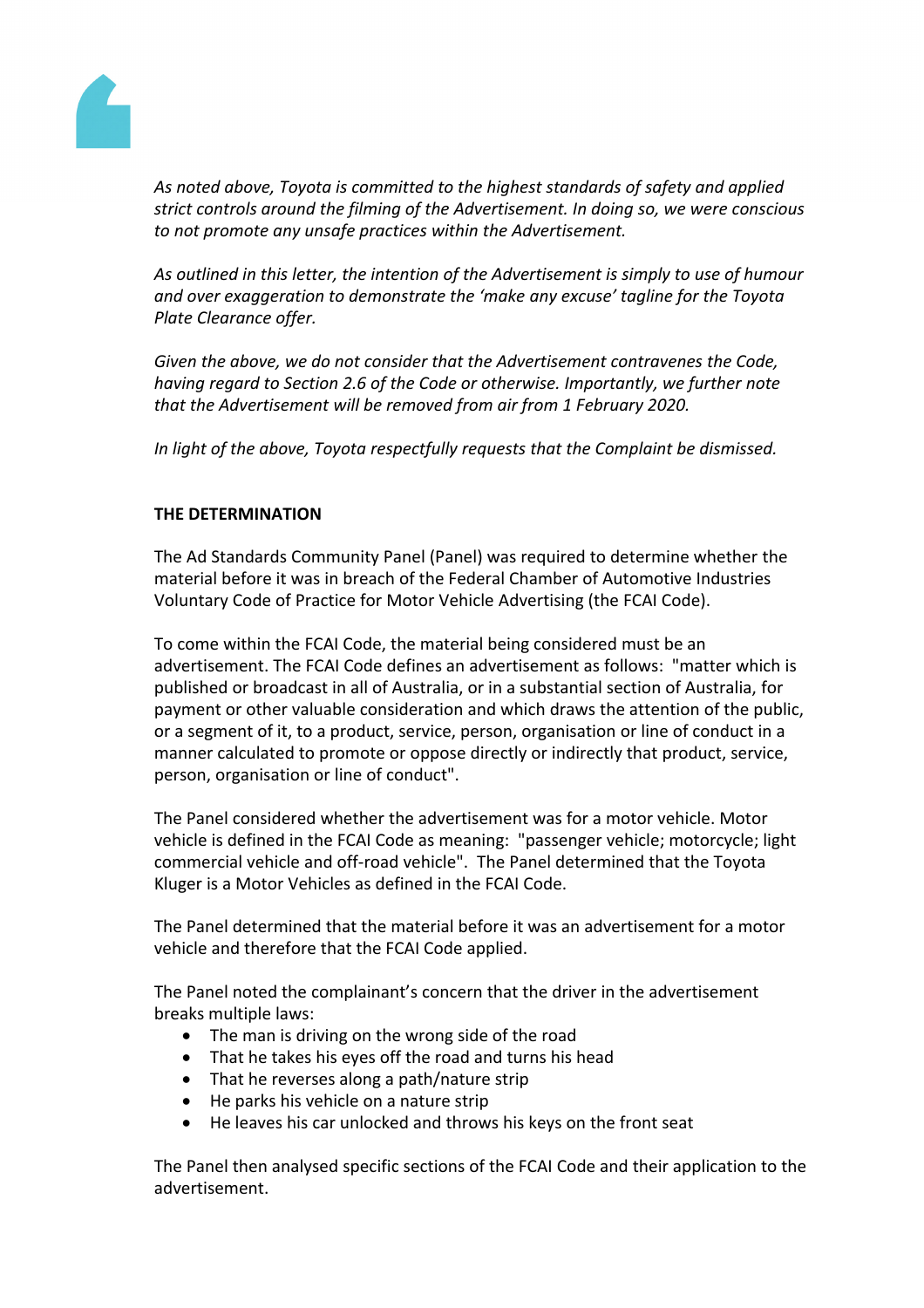*As noted above, Toyota is committed to the highest standards of safety and applied strict controls around the filming of the Advertisement. In doing so, we were conscious to not promote any unsafe practices within the Advertisement.*

*As outlined in this letter, the intention of the Advertisement is simply to use of humour and over exaggeration to demonstrate the 'make any excuse' tagline for the Toyota Plate Clearance offer.*

*Given the above, we do not consider that the Advertisement contravenes the Code, having regard to Section 2.6 of the Code or otherwise. Importantly, we further note that the Advertisement will be removed from air from 1 February 2020.*

*In light of the above, Toyota respectfully requests that the Complaint be dismissed.*

**THE DETERMINATION**

The Ad Standards Community Panel (Panel) was required to determine whether the material before it was in breach of the Federal Chamber of Automotive Industries Voluntary Code of Practice for Motor Vehicle Advertising (the FCAI Code).

To come within the FCAI Code, the material being considered must be an advertisement. The FCAI Code defines an advertisement as follows: "matter which is published or broadcast in all of Australia, or in a substantial section of Australia, for payment or other valuable consideration and which draws the attention of the public, or a segment of it, to a product, service, person, organisation or line of conduct in a manner calculated to promote or oppose directly or indirectly that product, service, person, organisation or line of conduct".

The Panel considered whether the advertisement was for a motor vehicle. Motor vehicle is defined in the FCAI Code as meaning: "passenger vehicle; motorcycle; light commercial vehicle and off-road vehicle". The Panel determined that the Toyota Kluger is a Motor Vehicles as defined in the FCAI Code.

The Panel determined that the material before it was an advertisement for a motor vehicle and therefore that the FCAI Code applied.

The Panel noted the complainant's concern that the driver in the advertisement breaks multiple laws:

- The man is driving on the wrong side of the road
- That he takes his eyes off the road and turns his head
- That he reverses along a path/nature strip
- He parks his vehicle on a nature strip
- He leaves his car unlocked and throws his keys on the front seat

The Panel then analysed specific sections of the FCAI Code and their application to the advertisement.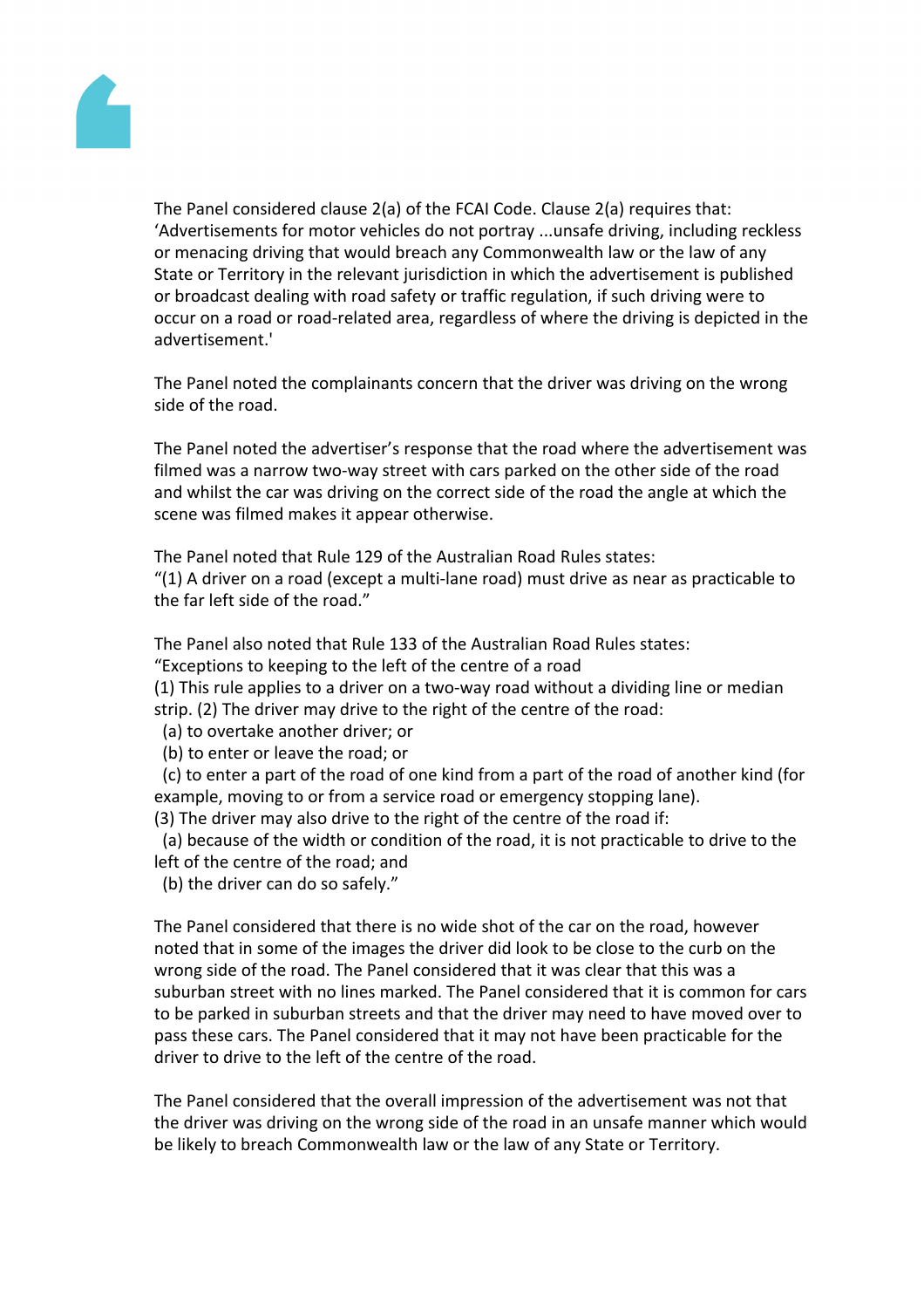The Panel considered clause 2(a) of the FCAI Code. Clause 2(a) requires that: 'Advertisements for motor vehicles do not portray ...unsafe driving, including reckless or menacing driving that would breach any Commonwealth law or the law of any State or Territory in the relevant jurisdiction in which the advertisement is published or broadcast dealing with road safety or traffic regulation, if such driving were to occur on a road or road-related area, regardless of where the driving is depicted in the advertisement.'

The Panel noted the complainants concern that the driver was driving on the wrong side of the road.

The Panel noted the advertiser's response that the road where the advertisement was filmed was a narrow two-way street with cars parked on the other side of the road and whilst the car was driving on the correct side of the road the angle at which the scene was filmed makes it appear otherwise.

The Panel noted that Rule 129 of the Australian Road Rules states:
"(1) A driver on a road (except a multi-lane road) must drive as near as practicable to the far left side of the road."

The Panel also noted that Rule 133 of the Australian Road Rules states:
"Exceptions to keeping to the left of the centre of a road
(1) This rule applies to a driver on a two-way road without a dividing line or median strip. (2) The driver may drive to the right of the centre of the road:
 (a) to overtake another driver; or
 (b) to enter or leave the road; or
 (c) to enter a part of the road of one kind from a part of the road of another kind (for example, moving to or from a service road or emergency stopping lane).
(3) The driver may also drive to the right of the centre of the road if:
 (a) because of the width or condition of the road, it is not practicable to drive to the left of the centre of the road; and
 (b) the driver can do so safely."

The Panel considered that there is no wide shot of the car on the road, however noted that in some of the images the driver did look to be close to the curb on the wrong side of the road. The Panel considered that it was clear that this was a suburban street with no lines marked. The Panel considered that it is common for cars to be parked in suburban streets and that the driver may need to have moved over to pass these cars. The Panel considered that it may not have been practicable for the driver to drive to the left of the centre of the road.

The Panel considered that the overall impression of the advertisement was not that the driver was driving on the wrong side of the road in an unsafe manner which would be likely to breach Commonwealth law or the law of any State or Territory.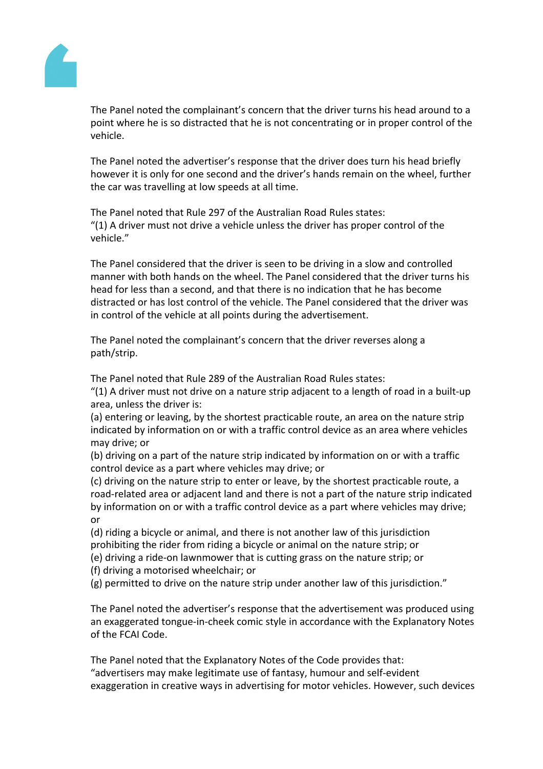The Panel noted the complainant's concern that the driver turns his head around to a point where he is so distracted that he is not concentrating or in proper control of the vehicle.

The Panel noted the advertiser's response that the driver does turn his head briefly however it is only for one second and the driver's hands remain on the wheel, further the car was travelling at low speeds at all time.

The Panel noted that Rule 297 of the Australian Road Rules states:
"(1) A driver must not drive a vehicle unless the driver has proper control of the vehicle."

The Panel considered that the driver is seen to be driving in a slow and controlled manner with both hands on the wheel. The Panel considered that the driver turns his head for less than a second, and that there is no indication that he has become distracted or has lost control of the vehicle. The Panel considered that the driver was in control of the vehicle at all points during the advertisement.

The Panel noted the complainant's concern that the driver reverses along a path/strip.

The Panel noted that Rule 289 of the Australian Road Rules states:
"(1) A driver must not drive on a nature strip adjacent to a length of road in a built-up area, unless the driver is:
(a) entering or leaving, by the shortest practicable route, an area on the nature strip indicated by information on or with a traffic control device as an area where vehicles may drive; or
(b) driving on a part of the nature strip indicated by information on or with a traffic control device as a part where vehicles may drive; or
(c) driving on the nature strip to enter or leave, by the shortest practicable route, a road-related area or adjacent land and there is not a part of the nature strip indicated by information on or with a traffic control device as a part where vehicles may drive; or
(d) riding a bicycle or animal, and there is not another law of this jurisdiction prohibiting the rider from riding a bicycle or animal on the nature strip; or
(e) driving a ride-on lawnmower that is cutting grass on the nature strip; or
(f) driving a motorised wheelchair; or
(g) permitted to drive on the nature strip under another law of this jurisdiction."

The Panel noted the advertiser's response that the advertisement was produced using an exaggerated tongue-in-cheek comic style in accordance with the Explanatory Notes of the FCAI Code.

The Panel noted that the Explanatory Notes of the Code provides that:
"advertisers may make legitimate use of fantasy, humour and self-evident exaggeration in creative ways in advertising for motor vehicles. However, such devices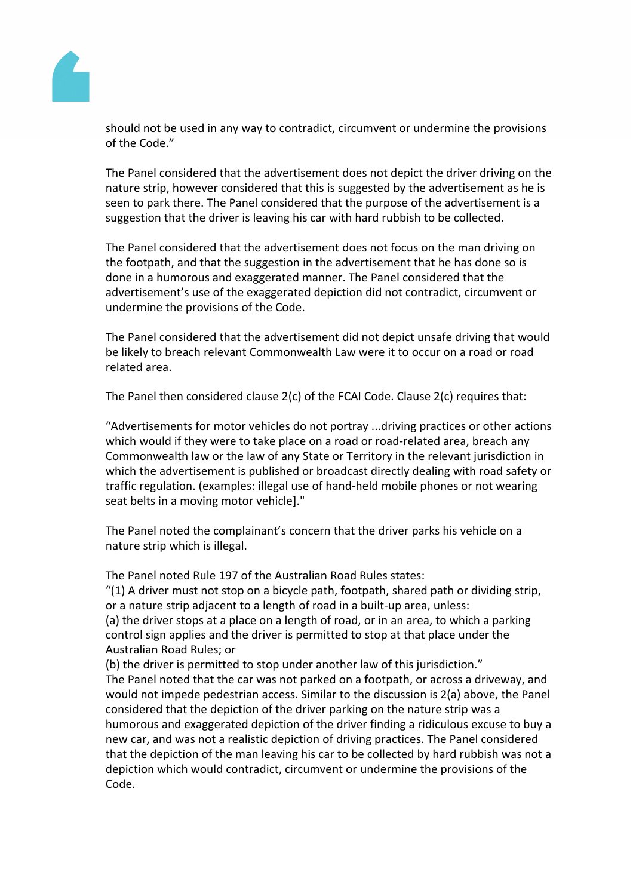should not be used in any way to contradict, circumvent or undermine the provisions of the Code."

The Panel considered that the advertisement does not depict the driver driving on the nature strip, however considered that this is suggested by the advertisement as he is seen to park there. The Panel considered that the purpose of the advertisement is a suggestion that the driver is leaving his car with hard rubbish to be collected.

The Panel considered that the advertisement does not focus on the man driving on the footpath, and that the suggestion in the advertisement that he has done so is done in a humorous and exaggerated manner. The Panel considered that the advertisement's use of the exaggerated depiction did not contradict, circumvent or undermine the provisions of the Code.

The Panel considered that the advertisement did not depict unsafe driving that would be likely to breach relevant Commonwealth Law were it to occur on a road or road related area.

The Panel then considered clause 2(c) of the FCAI Code. Clause 2(c) requires that:

"Advertisements for motor vehicles do not portray ...driving practices or other actions which would if they were to take place on a road or road-related area, breach any Commonwealth law or the law of any State or Territory in the relevant jurisdiction in which the advertisement is published or broadcast directly dealing with road safety or traffic regulation. (examples: illegal use of hand-held mobile phones or not wearing seat belts in a moving motor vehicle]."

The Panel noted the complainant's concern that the driver parks his vehicle on a nature strip which is illegal.

The Panel noted Rule 197 of the Australian Road Rules states:
"(1) A driver must not stop on a bicycle path, footpath, shared path or dividing strip, or a nature strip adjacent to a length of road in a built-up area, unless:
(a) the driver stops at a place on a length of road, or in an area, to which a parking control sign applies and the driver is permitted to stop at that place under the Australian Road Rules; or
(b) the driver is permitted to stop under another law of this jurisdiction."
The Panel noted that the car was not parked on a footpath, or across a driveway, and would not impede pedestrian access. Similar to the discussion is 2(a) above, the Panel considered that the depiction of the driver parking on the nature strip was a humorous and exaggerated depiction of the driver finding a ridiculous excuse to buy a new car, and was not a realistic depiction of driving practices. The Panel considered that the depiction of the man leaving his car to be collected by hard rubbish was not a depiction which would contradict, circumvent or undermine the provisions of the Code.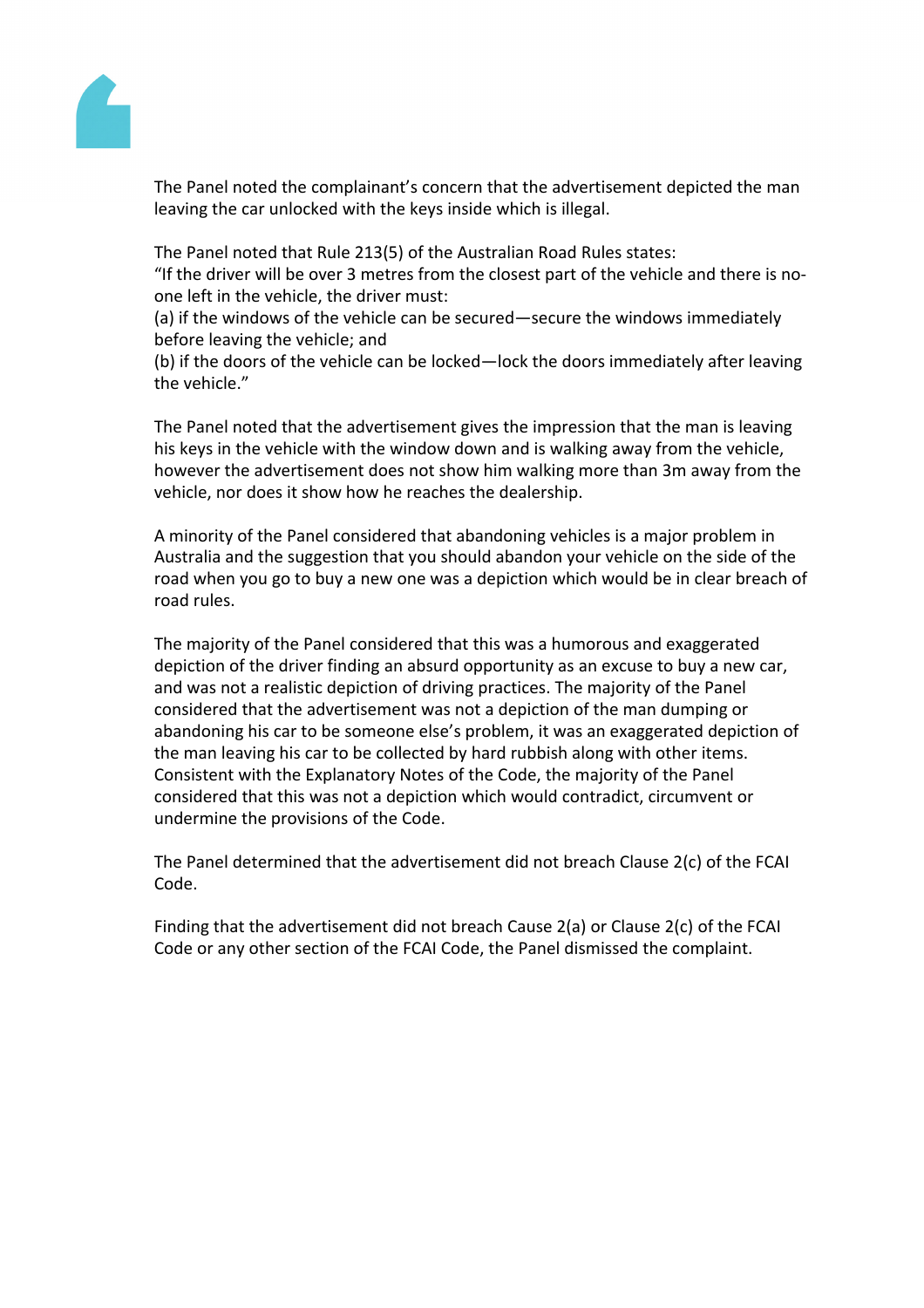The Panel noted the complainant's concern that the advertisement depicted the man leaving the car unlocked with the keys inside which is illegal.

The Panel noted that Rule 213(5) of the Australian Road Rules states:
"If the driver will be over 3 metres from the closest part of the vehicle and there is no-one left in the vehicle, the driver must:
(a) if the windows of the vehicle can be secured—secure the windows immediately before leaving the vehicle; and
(b) if the doors of the vehicle can be locked—lock the doors immediately after leaving the vehicle."

The Panel noted that the advertisement gives the impression that the man is leaving his keys in the vehicle with the window down and is walking away from the vehicle, however the advertisement does not show him walking more than 3m away from the vehicle, nor does it show how he reaches the dealership.

A minority of the Panel considered that abandoning vehicles is a major problem in Australia and the suggestion that you should abandon your vehicle on the side of the road when you go to buy a new one was a depiction which would be in clear breach of road rules.

The majority of the Panel considered that this was a humorous and exaggerated depiction of the driver finding an absurd opportunity as an excuse to buy a new car, and was not a realistic depiction of driving practices. The majority of the Panel considered that the advertisement was not a depiction of the man dumping or abandoning his car to be someone else's problem, it was an exaggerated depiction of the man leaving his car to be collected by hard rubbish along with other items. Consistent with the Explanatory Notes of the Code, the majority of the Panel considered that this was not a depiction which would contradict, circumvent or undermine the provisions of the Code.

The Panel determined that the advertisement did not breach Clause 2(c) of the FCAI Code.

Finding that the advertisement did not breach Cause 2(a) or Clause 2(c) of the FCAI Code or any other section of the FCAI Code, the Panel dismissed the complaint.